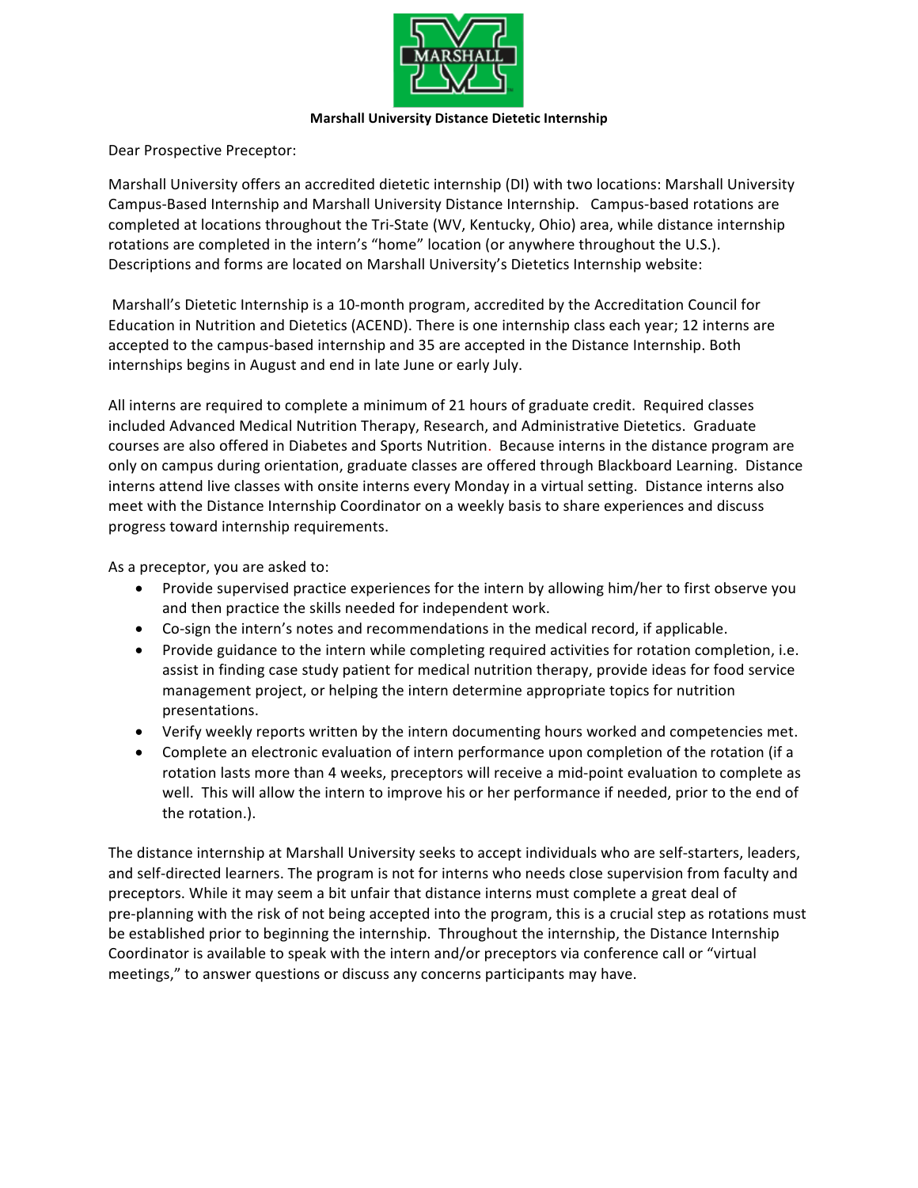**Marshall University Distance Dietetic Internship**

Dear Prospective Preceptor:

Marshall University offers an accredited dietetic internship (DI) with two locations: Marshall University Campus-Based Internship and Marshall University Distance Internship. Campus-based rotations are completed at locations throughout the Tri-State (WV, Kentucky, Ohio) area, while distance internship rotations are completed in the intern's "home" location (or anywhere throughout the U.S.). Descriptions and forms are located on Marshall University's Dietetics Internship website:

Marshall's Dietetic Internship is a 10-month program, accredited by the Accreditation Council for Education in Nutrition and Dietetics (ACEND). There is one internship class each year; 12 interns are accepted to the campus-based internship and 35 are accepted in the Distance Internship. Both internships begins in August and end in late June or early July.

All interns are required to complete a minimum of 21 hours of graduate credit. Required classes included Advanced Medical Nutrition Therapy, Research, and Administrative Dietetics. Graduate courses are also offered in Diabetes and Sports Nutrition. Because interns in the distance program are only on campus during orientation, graduate classes are offered through Blackboard Learning. Distance interns attend live classes with onsite interns every Monday in a virtual setting. Distance interns also meet with the Distance Internship Coordinator on a weekly basis to share experiences and discuss progress toward internship requirements.

As a preceptor, you are asked to:

- Provide supervised practice experiences for the intern by allowing him/her to first observe you and then practice the skills needed for independent work.
- Co-sign the intern's notes and recommendations in the medical record, if applicable.
- Provide guidance to the intern while completing required activities for rotation completion, i.e. assist in finding case study patient for medical nutrition therapy, provide ideas for food service management project, or helping the intern determine appropriate topics for nutrition presentations.
- Verify weekly reports written by the intern documenting hours worked and competencies met.
- Complete an electronic evaluation of intern performance upon completion of the rotation (if a rotation lasts more than 4 weeks, preceptors will receive a mid-point evaluation to complete as well. This will allow the intern to improve his or her performance if needed, prior to the end of the rotation.).

The distance internship at Marshall University seeks to accept individuals who are self-starters, leaders, and self-directed learners. The program is not for interns who needs close supervision from faculty and preceptors. While it may seem a bit unfair that distance interns must complete a great deal of pre-planning with the risk of not being accepted into the program, this is a crucial step as rotations must be established prior to beginning the internship. Throughout the internship, the Distance Internship Coordinator is available to speak with the intern and/or preceptors via conference call or "virtual meetings," to answer questions or discuss any concerns participants may have.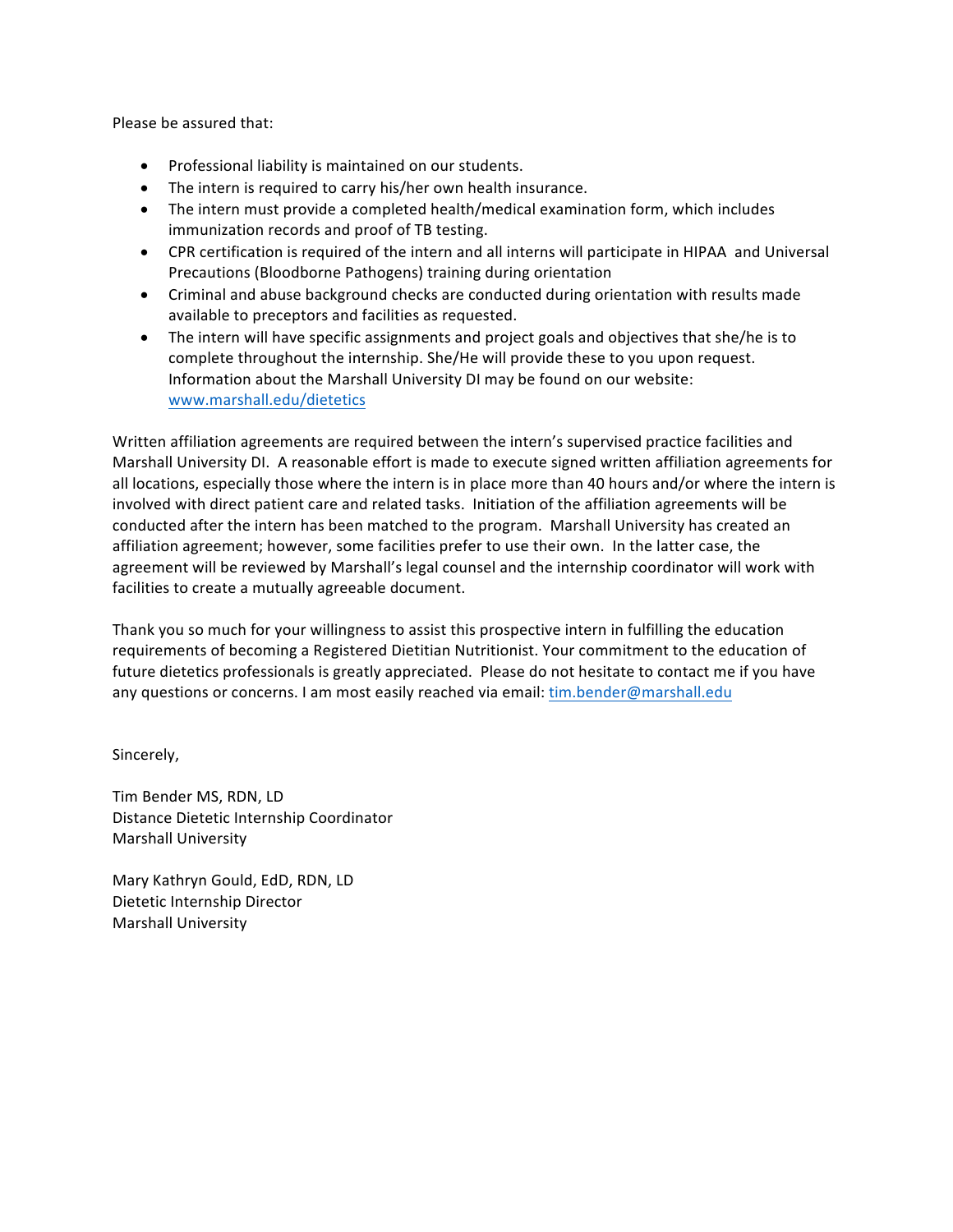Please be assured that:

- Professional liability is maintained on our students.
- The intern is required to carry his/her own health insurance.
- The intern must provide a completed health/medical examination form, which includes immunization records and proof of TB testing.
- CPR certification is required of the intern and all interns will participate in HIPAA and Universal Precautions (Bloodborne Pathogens) training during orientation
- Criminal and abuse background checks are conducted during orientation with results made available to preceptors and facilities as requested.
- The intern will have specific assignments and project goals and objectives that she/he is to complete throughout the internship. She/He will provide these to you upon request. Information about the Marshall University DI may be found on our website: www.marshall.edu/dietetics

Written affiliation agreements are required between the intern's supervised practice facilities and Marshall University DI. A reasonable effort is made to execute signed written affiliation agreements for all locations, especially those where the intern is in place more than 40 hours and/or where the intern is involved with direct patient care and related tasks. Initiation of the affiliation agreements will be conducted after the intern has been matched to the program. Marshall University has created an affiliation agreement; however, some facilities prefer to use their own. In the latter case, the agreement will be reviewed by Marshall's legal counsel and the internship coordinator will work with facilities to create a mutually agreeable document.

Thank you so much for your willingness to assist this prospective intern in fulfilling the education requirements of becoming a Registered Dietitian Nutritionist. Your commitment to the education of future dietetics professionals is greatly appreciated. Please do not hesitate to contact me if you have any questions or concerns. I am most easily reached via email: tim.bender@marshall.edu

Sincerely,

Tim Bender MS, RDN, LD
Distance Dietetic Internship Coordinator
Marshall University

Mary Kathryn Gould, EdD, RDN, LD
Dietetic Internship Director
Marshall University